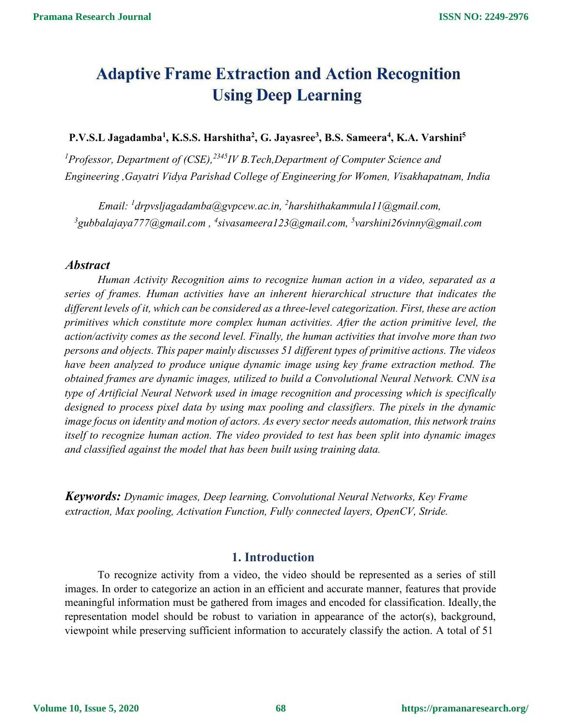# Adaptive Frame Extraction and Action Recognition Using Deep Learning

**P.V.S.L Jagadamba[1], K.S.S. Harshitha[2], G. Jayasree[3], B.S. Sameera[4], K.A. Varshini[5]**

*[1]Professor, Department of (CSE),[2345]IV B.Tech,Department of Computer Science and Engineering ,Gayatri Vidya Parishad College of Engineering for Women, Visakhapatnam, India*

*Email: [1]drpvsljagadamba@gvpcew.ac.in, [2]harshithakammula11@gmail.com, [3]gubbalajaya777@gmail.com , [4]sivasameera123@gmail.com, [5]varshini26vinny@gmail.com*

## Abstract

*Human Activity Recognition aims to recognize human action in a video, separated as a series of frames. Human activities have an inherent hierarchical structure that indicates the different levels of it, which can be considered as a three-level categorization. First, these are action primitives which constitute more complex human activities. After the action primitive level, the action/activity comes as the second level. Finally, the human activities that involve more than two persons and objects. This paper mainly discusses 51 different types of primitive actions. The videos have been analyzed to produce unique dynamic image using key frame extraction method. The obtained frames are dynamic images, utilized to build a Convolutional Neural Network. CNN is a type of Artificial Neural Network used in image recognition and processing which is specifically designed to process pixel data by using max pooling and classifiers. The pixels in the dynamic image focus on identity and motion of actors. As every sector needs automation, this network trains itself to recognize human action. The video provided to test has been split into dynamic images and classified against the model that has been built using training data.*

***Keywords:*** *Dynamic images, Deep learning, Convolutional Neural Networks, Key Frame extraction, Max pooling, Activation Function, Fully connected layers, OpenCV, Stride.*

## 1. Introduction

To recognize activity from a video, the video should be represented as a series of still images. In order to categorize an action in an efficient and accurate manner, features that provide meaningful information must be gathered from images and encoded for classification. Ideally, the representation model should be robust to variation in appearance of the actor(s), background, viewpoint while preserving sufficient information to accurately classify the action. A total of 51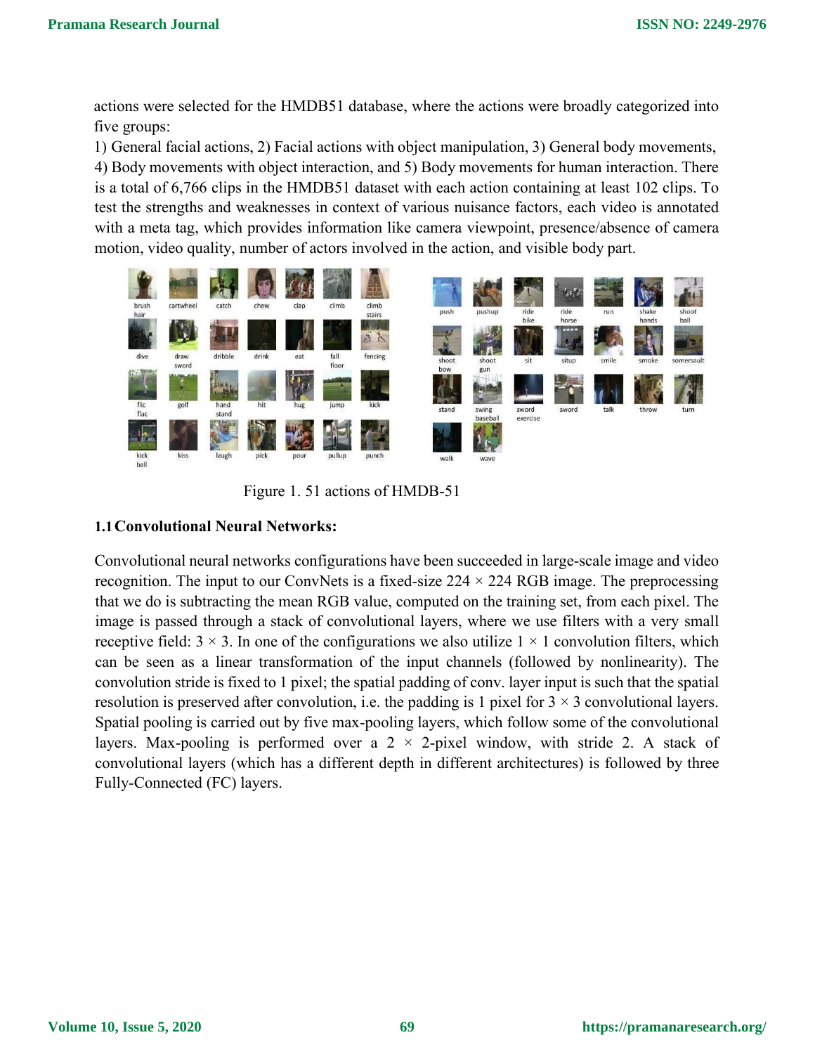actions were selected for the HMDB51 database, where the actions were broadly categorized into five groups:

1) General facial actions, 2) Facial actions with object manipulation, 3) General body movements, 4) Body movements with object interaction, and 5) Body movements for human interaction. There is a total of 6,766 clips in the HMDB51 dataset with each action containing at least 102 clips. To test the strengths and weaknesses in context of various nuisance factors, each video is annotated with a meta tag, which provides information like camera viewpoint, presence/absence of camera motion, video quality, number of actors involved in the action, and visible body part.

Figure 1. 51 actions of HMDB-51

### 1.1 Convolutional Neural Networks:

Convolutional neural networks configurations have been succeeded in large-scale image and video recognition. The input to our ConvNets is a fixed-size 224 × 224 RGB image. The preprocessing that we do is subtracting the mean RGB value, computed on the training set, from each pixel. The image is passed through a stack of convolutional layers, where we use filters with a very small receptive field: 3 × 3. In one of the configurations we also utilize 1 × 1 convolution filters, which can be seen as a linear transformation of the input channels (followed by nonlinearity). The convolution stride is fixed to 1 pixel; the spatial padding of conv. layer input is such that the spatial resolution is preserved after convolution, i.e. the padding is 1 pixel for 3 × 3 convolutional layers. Spatial pooling is carried out by five max-pooling layers, which follow some of the convolutional layers. Max-pooling is performed over a 2 × 2-pixel window, with stride 2. A stack of convolutional layers (which has a different depth in different architectures) is followed by three Fully-Connected (FC) layers.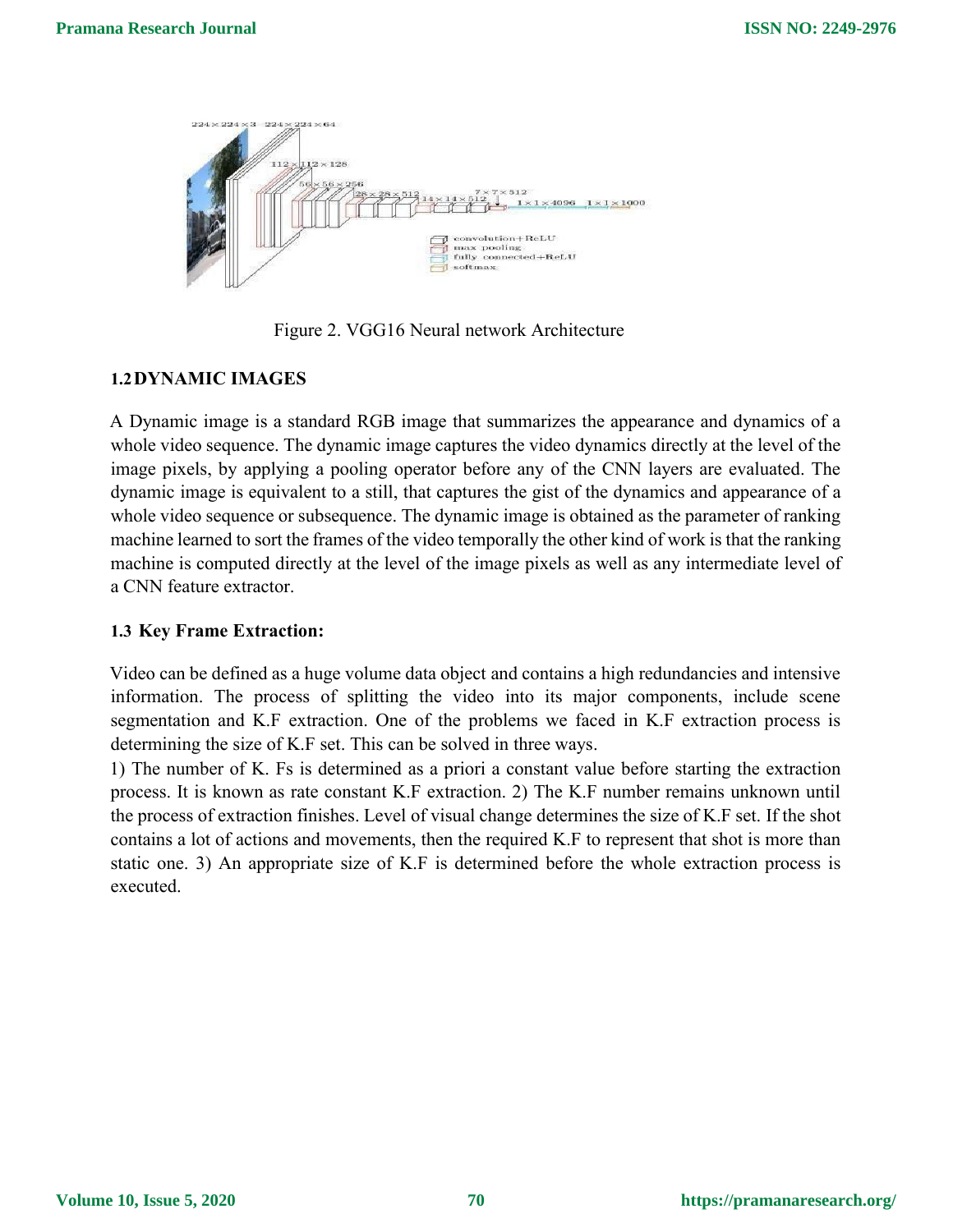Figure 2. VGG16 Neural network Architecture

### 1.2 DYNAMIC IMAGES

A Dynamic image is a standard RGB image that summarizes the appearance and dynamics of a whole video sequence. The dynamic image captures the video dynamics directly at the level of the image pixels, by applying a pooling operator before any of the CNN layers are evaluated. The dynamic image is equivalent to a still, that captures the gist of the dynamics and appearance of a whole video sequence or subsequence. The dynamic image is obtained as the parameter of ranking machine learned to sort the frames of the video temporally the other kind of work is that the ranking machine is computed directly at the level of the image pixels as well as any intermediate level of a CNN feature extractor.

### 1.3 Key Frame Extraction:

Video can be defined as a huge volume data object and contains a high redundancies and intensive information. The process of splitting the video into its major components, include scene segmentation and K.F extraction. One of the problems we faced in K.F extraction process is determining the size of K.F set. This can be solved in three ways.

1) The number of K. Fs is determined as a priori a constant value before starting the extraction process. It is known as rate constant K.F extraction. 2) The K.F number remains unknown until the process of extraction finishes. Level of visual change determines the size of K.F set. If the shot contains a lot of actions and movements, then the required K.F to represent that shot is more than static one. 3) An appropriate size of K.F is determined before the whole extraction process is executed.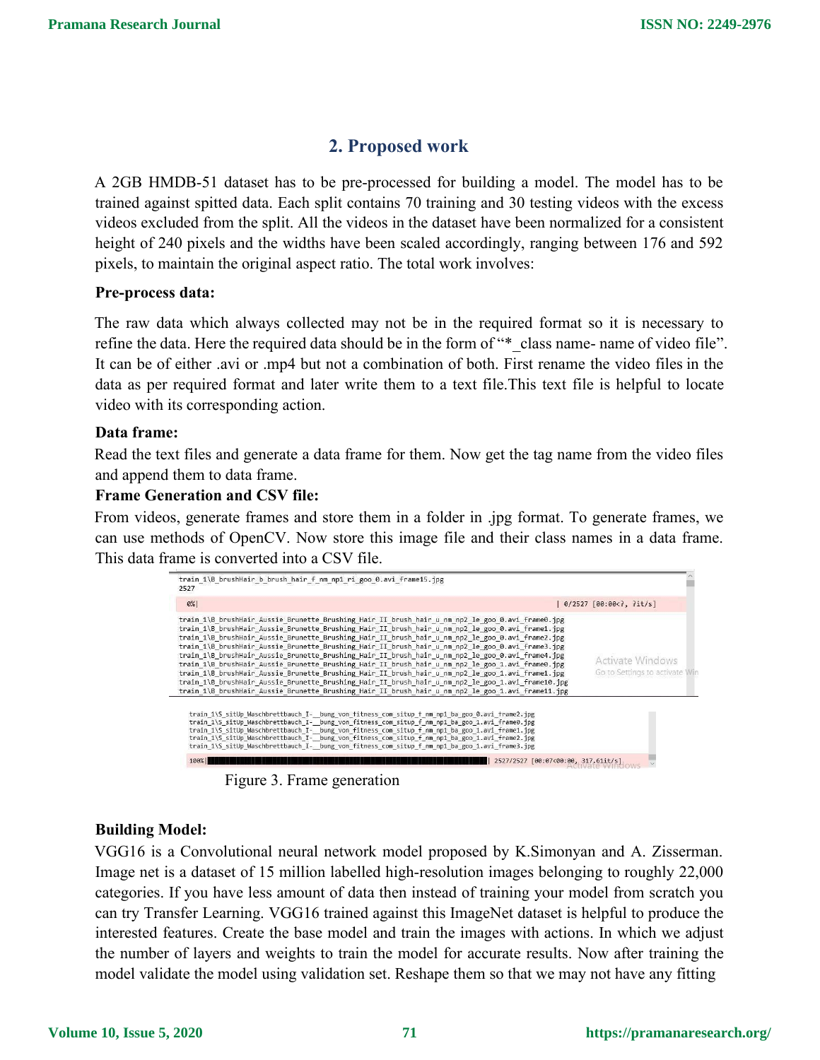## 2. Proposed work

A 2GB HMDB-51 dataset has to be pre-processed for building a model. The model has to be trained against spitted data. Each split contains 70 training and 30 testing videos with the excess videos excluded from the split. All the videos in the dataset have been normalized for a consistent height of 240 pixels and the widths have been scaled accordingly, ranging between 176 and 592 pixels, to maintain the original aspect ratio. The total work involves:

**Pre-process data:**

The raw data which always collected may not be in the required format so it is necessary to refine the data. Here the required data should be in the form of "*_class name- name of video file". It can be of either .avi or .mp4 but not a combination of both. First rename the video files in the data as per required format and later write them to a text file.This text file is helpful to locate video with its corresponding action.

**Data frame:**

Read the text files and generate a data frame for them. Now get the tag name from the video files and append them to data frame.

**Frame Generation and CSV file:**

From videos, generate frames and store them in a folder in .jpg format. To generate frames, we can use methods of OpenCV. Now store this image file and their class names in a data frame. This data frame is converted into a CSV file.

```
train_1\B_brushHair_b_brush_hair_f_nm_np1_ri_goo_0.avi_frame15.jpg
2527

0%|                                                    | 0/2527 [00:00<?, ?it/s]

train_1\B_brushHair_Aussie_Brunette_Brushing_Hair_II_brush_hair_u_nm_np2_le_goo_0.avi_frame0.jpg
train_1\B_brushHair_Aussie_Brunette_Brushing_Hair_II_brush_hair_u_nm_np2_le_goo_0.avi_frame1.jpg
train_1\B_brushHair_Aussie_Brunette_Brushing_Hair_II_brush_hair_u_nm_np2_le_goo_0.avi_frame2.jpg
train_1\B_brushHair_Aussie_Brunette_Brushing_Hair_II_brush_hair_u_nm_np2_le_goo_0.avi_frame3.jpg
train_1\B_brushHair_Aussie_Brunette_Brushing_Hair_II_brush_hair_u_nm_np2_le_goo_0.avi_frame4.jpg
train_1\B_brushHair_Aussie_Brunette_Brushing_Hair_II_brush_hair_u_nm_np2_le_goo_1.avi_frame0.jpg
train_1\B_brushHair_Aussie_Brunette_Brushing_Hair_II_brush_hair_u_nm_np2_le_goo_1.avi_frame1.jpg
train_1\B_brushHair_Aussie_Brunette_Brushing_Hair_II_brush_hair_u_nm_np2_le_goo_1.avi_frame10.jpg
train_1\B_brushHair_Aussie_Brunette_Brushing_Hair_II_brush_hair_u_nm_np2_le_goo_1.avi_frame11.jpg

train_1\S_situp_Waschbrettbauch_I-__bung_von_fitness_com_situp_f_nm_np1_ba_goo_0.avi_frame2.jpg
train_1\S_situp_Waschbrettbauch_I-__bung_von_fitness_com_situp_f_nm_np1_ba_goo_1.avi_frame0.jpg
train_1\S_situp_Waschbrettbauch_I-__bung_von_fitness_com_situp_f_nm_np1_ba_goo_1.avi_frame1.jpg
train_1\S_situp_Waschbrettbauch_I-__bung_von_fitness_com_situp_f_nm_np1_ba_goo_1.avi_frame2.jpg
train_1\S_situp_Waschbrettbauch_I-__bung_von_fitness_com_situp_f_nm_np1_ba_goo_1.avi_frame3.jpg

100%|██████████████████████████████████████████| 2527/2527 [00:07<00:00, 317.61it/s]
```

Figure 3. Frame generation

**Building Model:**

VGG16 is a Convolutional neural network model proposed by K.Simonyan and A. Zisserman. Image net is a dataset of 15 million labelled high-resolution images belonging to roughly 22,000 categories. If you have less amount of data then instead of training your model from scratch you can try Transfer Learning. VGG16 trained against this ImageNet dataset is helpful to produce the interested features. Create the base model and train the images with actions. In which we adjust the number of layers and weights to train the model for accurate results. Now after training the model validate the model using validation set. Reshape them so that we may not have any fitting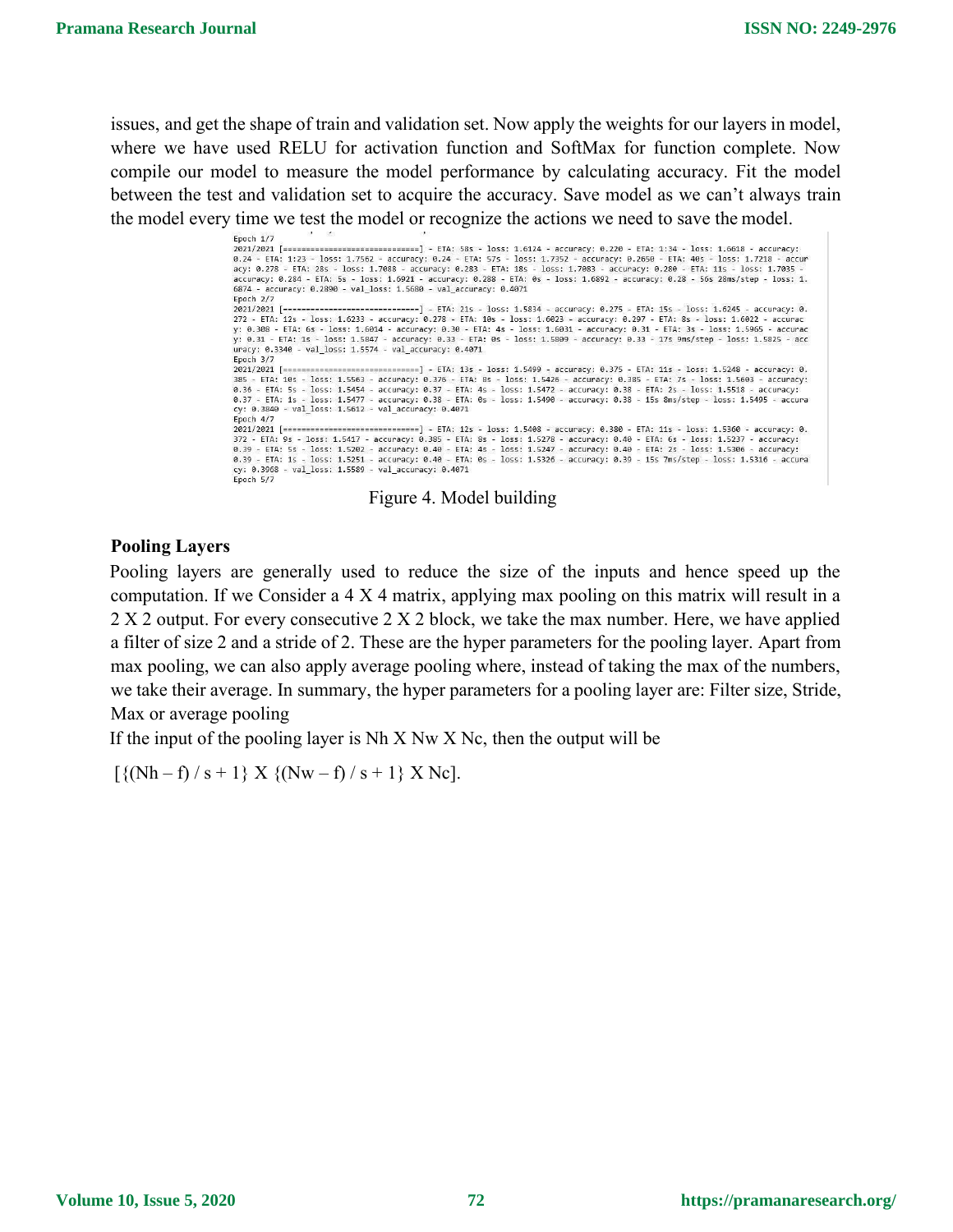issues, and get the shape of train and validation set. Now apply the weights for our layers in model, where we have used RELU for activation function and SoftMax for function complete. Now compile our model to measure the model performance by calculating accuracy. Fit the model between the test and validation set to acquire the accuracy. Save model as we can't always train the model every time we test the model or recognize the actions we need to save the model.

```
Epoch 1/7
2021/2021 [==============================] - ETA: 58s - loss: 1.6124 - accuracy: 0.220 - ETA: 1:34 - loss: 1.6618 - accuracy:
0.24 - ETA: 1:23 - loss: 1.7562 - accuracy: 0.24 - ETA: 57s - loss: 1.7352 - accuracy: 0.2650 - ETA: 40s - loss: 1.7218 - accur
acy: 0.278 - ETA: 28s - loss: 1.7088 - accuracy: 0.283 - ETA: 18s - loss: 1.7083 - accuracy: 0.280 - ETA: 11s - loss: 1.7035 -
accuracy: 0.284 - ETA: 5s - loss: 1.6921 - accuracy: 0.288 - ETA: 0s - loss: 1.6892 - accuracy: 0.28 - 56s 28ms/step - loss: 1.
6874 - accuracy: 0.2890 - val_loss: 1.5680 - val_accuracy: 0.4071
Epoch 2/7
2021/2021 [==============================] - ETA: 21s - loss: 1.5834 - accuracy: 0.275 - ETA: 15s - loss: 1.6245 - accuracy: 0.
272 - ETA: 12s - loss: 1.6233 - accuracy: 0.278 - ETA: 10s - loss: 1.6023 - accuracy: 0.297 - ETA: 8s - loss: 1.6022 - accurac
y: 0.308 - ETA: 6s - loss: 1.6014 - accuracy: 0.30 - ETA: 4s - loss: 1.6031 - accuracy: 0.31 - ETA: 3s - loss: 1.5965 - accurac
y: 0.31 - ETA: 1s - loss: 1.5847 - accuracy: 0.33 - ETA: 0s - loss: 1.5809 - accuracy: 0.33 - 17s 9ms/step - loss: 1.5825 - acc
uracy: 0.3340 - val_loss: 1.5574 - val_accuracy: 0.4071
Epoch 3/7
2021/2021 [==============================] - ETA: 13s - loss: 1.5499 - accuracy: 0.375 - ETA: 11s - loss: 1.5248 - accuracy: 0.
385 - ETA: 10s - loss: 1.5563 - accuracy: 0.376 - ETA: 8s - loss: 1.5426 - accuracy: 0.385 - ETA: 7s - loss: 1.5603 - accuracy:
0.36 - ETA: 5s - loss: 1.5454 - accuracy: 0.37 - ETA: 4s - loss: 1.5472 - accuracy: 0.38 - ETA: 2s - loss: 1.5518 - accuracy:
0.37 - ETA: 1s - loss: 1.5477 - accuracy: 0.38 - ETA: 0s - loss: 1.5490 - accuracy: 0.38 - 15s 8ms/step - loss: 1.5495 - accura
cy: 0.3840 - val_loss: 1.5612 - val_accuracy: 0.4071
Epoch 4/7
2021/2021 [==============================] - ETA: 12s - loss: 1.5408 - accuracy: 0.380 - ETA: 11s - loss: 1.5360 - accuracy: 0.
372 - ETA: 9s - loss: 1.5417 - accuracy: 0.385 - ETA: 8s - loss: 1.5278 - accuracy: 0.40 - ETA: 6s - loss: 1.5237 - accuracy:
0.39 - ETA: 5s - loss: 1.5202 - accuracy: 0.40 - ETA: 4s - loss: 1.5247 - accuracy: 0.40 - ETA: 2s - loss: 1.5306 - accuracy:
0.39 - ETA: 1s - loss: 1.5251 - accuracy: 0.40 - ETA: 0s - loss: 1.5326 - accuracy: 0.39 - 15s 7ms/step - loss: 1.5316 - accura
cy: 0.3968 - val_loss: 1.5589 - val_accuracy: 0.4071
Epoch 5/7
```

Figure 4. Model building

**Pooling Layers**

Pooling layers are generally used to reduce the size of the inputs and hence speed up the computation. If we Consider a 4 X 4 matrix, applying max pooling on this matrix will result in a 2 X 2 output. For every consecutive 2 X 2 block, we take the max number. Here, we have applied a filter of size 2 and a stride of 2. These are the hyper parameters for the pooling layer. Apart from max pooling, we can also apply average pooling where, instead of taking the max of the numbers, we take their average. In summary, the hyper parameters for a pooling layer are: Filter size, Stride, Max or average pooling

If the input of the pooling layer is Nh X Nw X Nc, then the output will be

$$[\{(Nh - f) / s + 1\} \text{ X } \{(Nw - f) / s + 1\} \text{ X } Nc].$$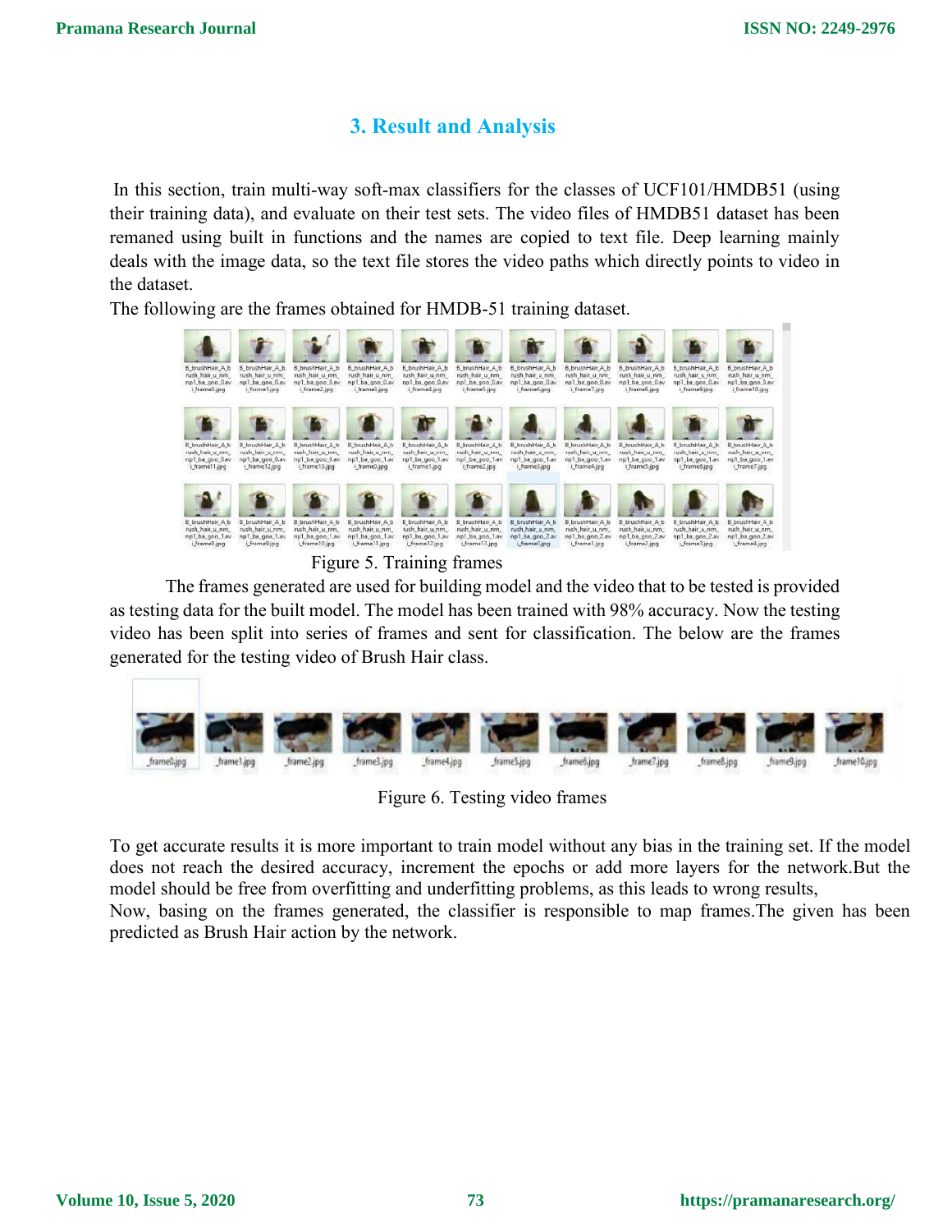## 3. Result and Analysis

In this section, train multi-way soft-max classifiers for the classes of UCF101/HMDB51 (using their training data), and evaluate on their test sets. The video files of HMDB51 dataset has been remaned using built in functions and the names are copied to text file. Deep learning mainly deals with the image data, so the text file stores the video paths which directly points to video in the dataset.

The following are the frames obtained for HMDB-51 training dataset.

Figure 5. Training frames

The frames generated are used for building model and the video that to be tested is provided as testing data for the built model. The model has been trained with 98% accuracy. Now the testing video has been split into series of frames and sent for classification. The below are the frames generated for the testing video of Brush Hair class.

Figure 6. Testing video frames

To get accurate results it is more important to train model without any bias in the training set. If the model does not reach the desired accuracy, increment the epochs or add more layers for the network.But the model should be free from overfitting and underfitting problems, as this leads to wrong results,

Now, basing on the frames generated, the classifier is responsible to map frames.The given has been predicted as Brush Hair action by the network.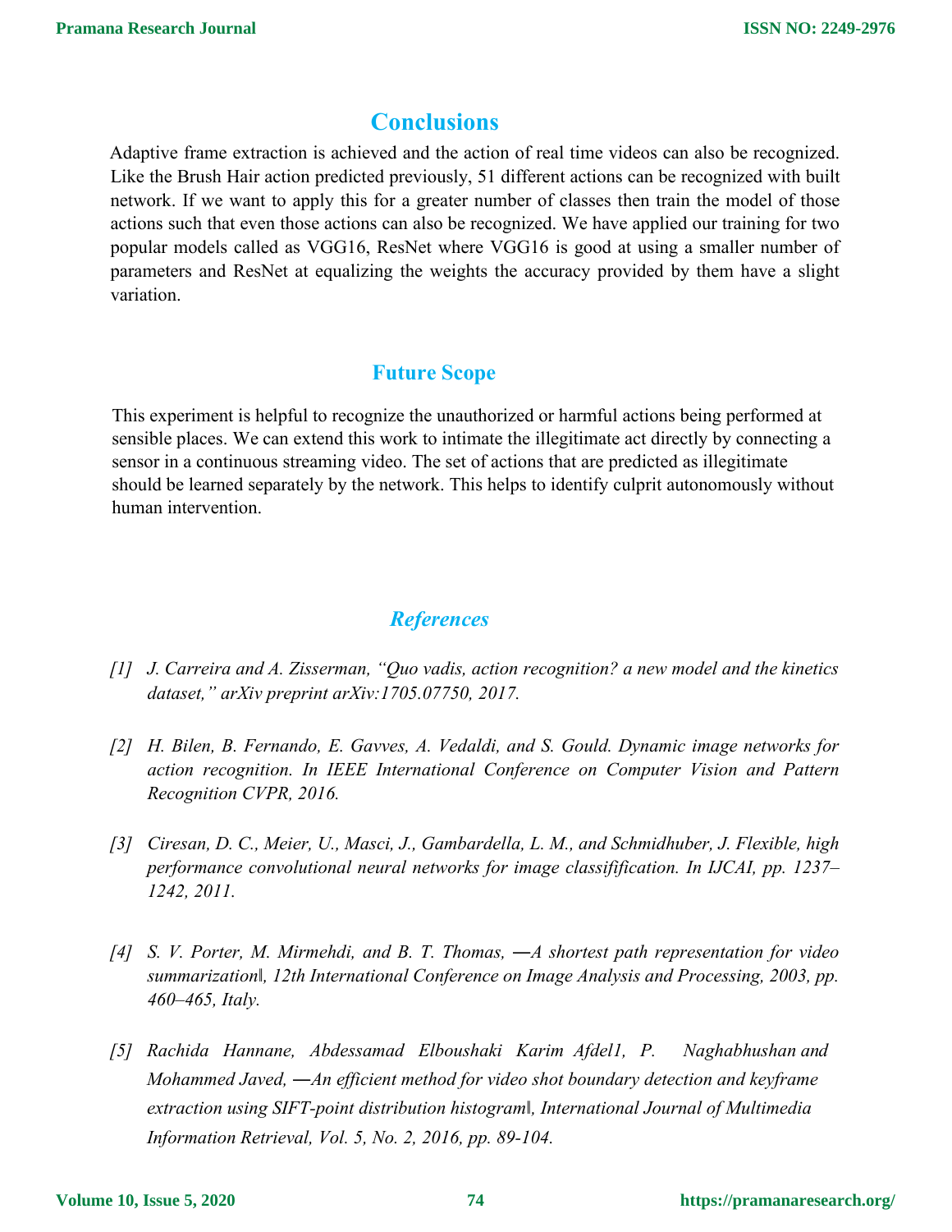## Conclusions

Adaptive frame extraction is achieved and the action of real time videos can also be recognized. Like the Brush Hair action predicted previously, 51 different actions can be recognized with built network. If we want to apply this for a greater number of classes then train the model of those actions such that even those actions can also be recognized. We have applied our training for two popular models called as VGG16, ResNet where VGG16 is good at using a smaller number of parameters and ResNet at equalizing the weights the accuracy provided by them have a slight variation.

## Future Scope

This experiment is helpful to recognize the unauthorized or harmful actions being performed at sensible places. We can extend this work to intimate the illegitimate act directly by connecting a sensor in a continuous streaming video. The set of actions that are predicted as illegitimate should be learned separately by the network. This helps to identify culprit autonomously without human intervention.

## *References*

*[1] J. Carreira and A. Zisserman, "Quo vadis, action recognition? a new model and the kinetics dataset," arXiv preprint arXiv:1705.07750, 2017.*

*[2] H. Bilen, B. Fernando, E. Gavves, A. Vedaldi, and S. Gould. Dynamic image networks for action recognition. In IEEE International Conference on Computer Vision and Pattern Recognition CVPR, 2016.*

*[3] Ciresan, D. C., Meier, U., Masci, J., Gambardella, L. M., and Schmidhuber, J. Flexible, high performance convolutional neural networks for image classifification. In IJCAI, pp. 1237–1242, 2011.*

*[4] S. V. Porter, M. Mirmehdi, and B. T. Thomas, ―A shortest path representation for video summarization‖, 12th International Conference on Image Analysis and Processing, 2003, pp. 460–465, Italy.*

*[5] Rachida Hannane, Abdessamad Elboushaki Karim Afdel1, P. Naghabhushan and Mohammed Javed, ―An efficient method for video shot boundary detection and keyframe extraction using SIFT-point distribution histogram‖, International Journal of Multimedia Information Retrieval, Vol. 5, No. 2, 2016, pp. 89-104.*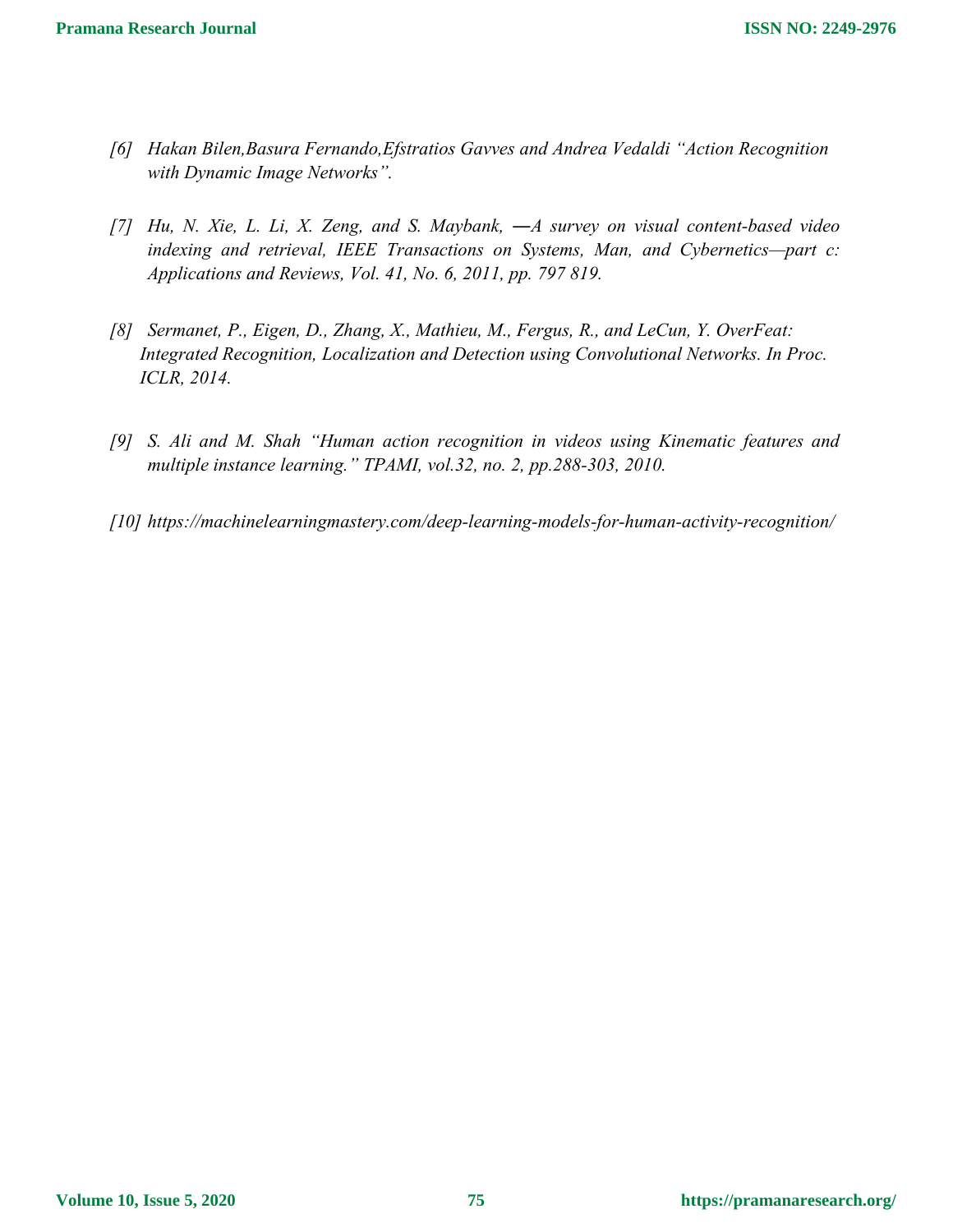*[6] Hakan Bilen,Basura Fernando,Efstratios Gavves and Andrea Vedaldi "Action Recognition with Dynamic Image Networks".*

*[7] Hu, N. Xie, L. Li, X. Zeng, and S. Maybank, ―A survey on visual content-based video indexing and retrieval, IEEE Transactions on Systems, Man, and Cybernetics—part c: Applications and Reviews, Vol. 41, No. 6, 2011, pp. 797 819.*

*[8] Sermanet, P., Eigen, D., Zhang, X., Mathieu, M., Fergus, R., and LeCun, Y. OverFeat: Integrated Recognition, Localization and Detection using Convolutional Networks. In Proc. ICLR, 2014.*

*[9] S. Ali and M. Shah "Human action recognition in videos using Kinematic features and multiple instance learning." TPAMI, vol.32, no. 2, pp.288-303, 2010.*

*[10] https://machinelearningmastery.com/deep-learning-models-for-human-activity-recognition/*